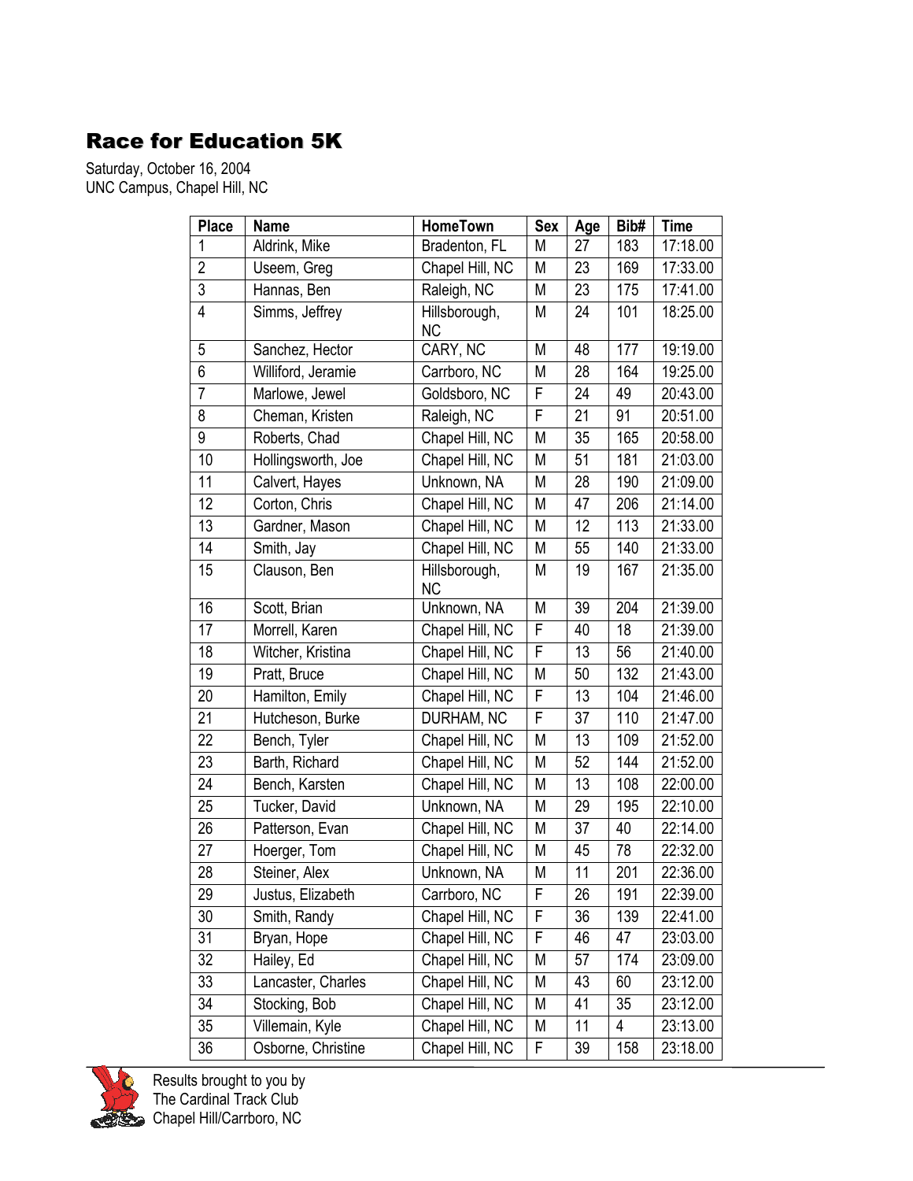# Race for Education 5K

Saturday, October 16, 2004
UNC Campus, Chapel Hill, NC

| Place | Name | HomeTown | Sex | Age | Bib# | Time |
|---|---|---|---|---|---|---|
| 1 | Aldrink, Mike | Bradenton, FL | M | 27 | 183 | 17:18.00 |
| 2 | Useem, Greg | Chapel Hill, NC | M | 23 | 169 | 17:33.00 |
| 3 | Hannas, Ben | Raleigh, NC | M | 23 | 175 | 17:41.00 |
| 4 | Simms, Jeffrey | Hillsborough, NC | M | 24 | 101 | 18:25.00 |
| 5 | Sanchez, Hector | CARY, NC | M | 48 | 177 | 19:19.00 |
| 6 | Williford, Jeramie | Carrboro, NC | M | 28 | 164 | 19:25.00 |
| 7 | Marlowe, Jewel | Goldsboro, NC | F | 24 | 49 | 20:43.00 |
| 8 | Cheman, Kristen | Raleigh, NC | F | 21 | 91 | 20:51.00 |
| 9 | Roberts, Chad | Chapel Hill, NC | M | 35 | 165 | 20:58.00 |
| 10 | Hollingsworth, Joe | Chapel Hill, NC | M | 51 | 181 | 21:03.00 |
| 11 | Calvert, Hayes | Unknown, NA | M | 28 | 190 | 21:09.00 |
| 12 | Corton, Chris | Chapel Hill, NC | M | 47 | 206 | 21:14.00 |
| 13 | Gardner, Mason | Chapel Hill, NC | M | 12 | 113 | 21:33.00 |
| 14 | Smith, Jay | Chapel Hill, NC | M | 55 | 140 | 21:33.00 |
| 15 | Clauson, Ben | Hillsborough, NC | M | 19 | 167 | 21:35.00 |
| 16 | Scott, Brian | Unknown, NA | M | 39 | 204 | 21:39.00 |
| 17 | Morrell, Karen | Chapel Hill, NC | F | 40 | 18 | 21:39.00 |
| 18 | Witcher, Kristina | Chapel Hill, NC | F | 13 | 56 | 21:40.00 |
| 19 | Pratt, Bruce | Chapel Hill, NC | M | 50 | 132 | 21:43.00 |
| 20 | Hamilton, Emily | Chapel Hill, NC | F | 13 | 104 | 21:46.00 |
| 21 | Hutcheson, Burke | DURHAM, NC | F | 37 | 110 | 21:47.00 |
| 22 | Bench, Tyler | Chapel Hill, NC | M | 13 | 109 | 21:52.00 |
| 23 | Barth, Richard | Chapel Hill, NC | M | 52 | 144 | 21:52.00 |
| 24 | Bench, Karsten | Chapel Hill, NC | M | 13 | 108 | 22:00.00 |
| 25 | Tucker, David | Unknown, NA | M | 29 | 195 | 22:10.00 |
| 26 | Patterson, Evan | Chapel Hill, NC | M | 37 | 40 | 22:14.00 |
| 27 | Hoerger, Tom | Chapel Hill, NC | M | 45 | 78 | 22:32.00 |
| 28 | Steiner, Alex | Unknown, NA | M | 11 | 201 | 22:36.00 |
| 29 | Justus, Elizabeth | Carrboro, NC | F | 26 | 191 | 22:39.00 |
| 30 | Smith, Randy | Chapel Hill, NC | F | 36 | 139 | 22:41.00 |
| 31 | Bryan, Hope | Chapel Hill, NC | F | 46 | 47 | 23:03.00 |
| 32 | Hailey, Ed | Chapel Hill, NC | M | 57 | 174 | 23:09.00 |
| 33 | Lancaster, Charles | Chapel Hill, NC | M | 43 | 60 | 23:12.00 |
| 34 | Stocking, Bob | Chapel Hill, NC | M | 41 | 35 | 23:12.00 |
| 35 | Villemain, Kyle | Chapel Hill, NC | M | 11 | 4 | 23:13.00 |
| 36 | Osborne, Christine | Chapel Hill, NC | F | 39 | 158 | 23:18.00 |

Results brought to you by
The Cardinal Track Club
Chapel Hill/Carrboro, NC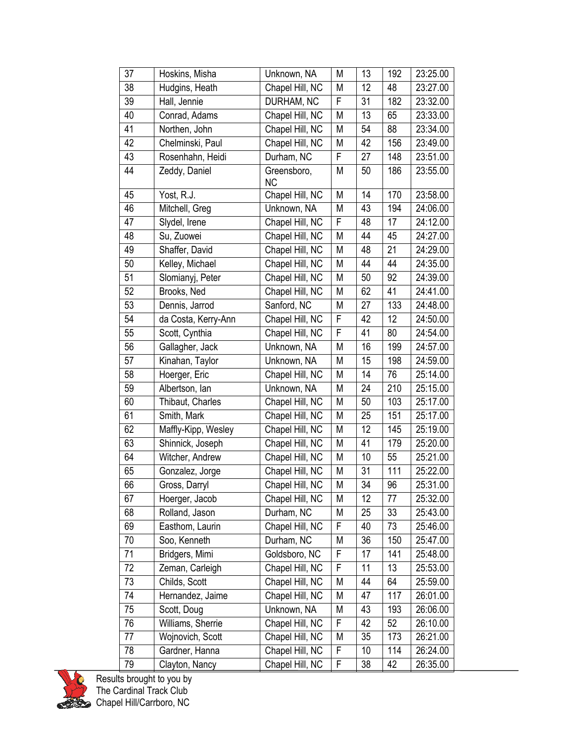| 37 | Hoskins, Misha | Unknown, NA | M | 13 | 192 | 23:25.00 |
|---|---|---|---|---|---|---|
| 38 | Hudgins, Heath | Chapel Hill, NC | M | 12 | 48 | 23:27.00 |
| 39 | Hall, Jennie | DURHAM, NC | F | 31 | 182 | 23:32.00 |
| 40 | Conrad, Adams | Chapel Hill, NC | M | 13 | 65 | 23:33.00 |
| 41 | Northen, John | Chapel Hill, NC | M | 54 | 88 | 23:34.00 |
| 42 | Chelminski, Paul | Chapel Hill, NC | M | 42 | 156 | 23:49.00 |
| 43 | Rosenhahn, Heidi | Durham, NC | F | 27 | 148 | 23:51.00 |
| 44 | Zeddy, Daniel | Greensboro, NC | M | 50 | 186 | 23:55.00 |
| 45 | Yost, R.J. | Chapel Hill, NC | M | 14 | 170 | 23:58.00 |
| 46 | Mitchell, Greg | Unknown, NA | M | 43 | 194 | 24:06.00 |
| 47 | Slydel, Irene | Chapel Hill, NC | F | 48 | 17 | 24:12.00 |
| 48 | Su, Zuowei | Chapel Hill, NC | M | 44 | 45 | 24:27.00 |
| 49 | Shaffer, David | Chapel Hill, NC | M | 48 | 21 | 24:29.00 |
| 50 | Kelley, Michael | Chapel Hill, NC | M | 44 | 44 | 24:35.00 |
| 51 | Slomianyj, Peter | Chapel Hill, NC | M | 50 | 92 | 24:39.00 |
| 52 | Brooks, Ned | Chapel Hill, NC | M | 62 | 41 | 24:41.00 |
| 53 | Dennis, Jarrod | Sanford, NC | M | 27 | 133 | 24:48.00 |
| 54 | da Costa, Kerry-Ann | Chapel Hill, NC | F | 42 | 12 | 24:50.00 |
| 55 | Scott, Cynthia | Chapel Hill, NC | F | 41 | 80 | 24:54.00 |
| 56 | Gallagher, Jack | Unknown, NA | M | 16 | 199 | 24:57.00 |
| 57 | Kinahan, Taylor | Unknown, NA | M | 15 | 198 | 24:59.00 |
| 58 | Hoerger, Eric | Chapel Hill, NC | M | 14 | 76 | 25:14.00 |
| 59 | Albertson, Ian | Unknown, NA | M | 24 | 210 | 25:15.00 |
| 60 | Thibaut, Charles | Chapel Hill, NC | M | 50 | 103 | 25:17.00 |
| 61 | Smith, Mark | Chapel Hill, NC | M | 25 | 151 | 25:17.00 |
| 62 | Maffly-Kipp, Wesley | Chapel Hill, NC | M | 12 | 145 | 25:19.00 |
| 63 | Shinnick, Joseph | Chapel Hill, NC | M | 41 | 179 | 25:20.00 |
| 64 | Witcher, Andrew | Chapel Hill, NC | M | 10 | 55 | 25:21.00 |
| 65 | Gonzalez, Jorge | Chapel Hill, NC | M | 31 | 111 | 25:22.00 |
| 66 | Gross, Darryl | Chapel Hill, NC | M | 34 | 96 | 25:31.00 |
| 67 | Hoerger, Jacob | Chapel Hill, NC | M | 12 | 77 | 25:32.00 |
| 68 | Rolland, Jason | Durham, NC | M | 25 | 33 | 25:43.00 |
| 69 | Easthom, Laurin | Chapel Hill, NC | F | 40 | 73 | 25:46.00 |
| 70 | Soo, Kenneth | Durham, NC | M | 36 | 150 | 25:47.00 |
| 71 | Bridgers, Mimi | Goldsboro, NC | F | 17 | 141 | 25:48.00 |
| 72 | Zeman, Carleigh | Chapel Hill, NC | F | 11 | 13 | 25:53.00 |
| 73 | Childs, Scott | Chapel Hill, NC | M | 44 | 64 | 25:59.00 |
| 74 | Hernandez, Jaime | Chapel Hill, NC | M | 47 | 117 | 26:01.00 |
| 75 | Scott, Doug | Unknown, NA | M | 43 | 193 | 26:06.00 |
| 76 | Williams, Sherrie | Chapel Hill, NC | F | 42 | 52 | 26:10.00 |
| 77 | Wojnovich, Scott | Chapel Hill, NC | M | 35 | 173 | 26:21.00 |
| 78 | Gardner, Hanna | Chapel Hill, NC | F | 10 | 114 | 26:24.00 |
| 79 | Clayton, Nancy | Chapel Hill, NC | F | 38 | 42 | 26:35.00 |

Results brought to you by
The Cardinal Track Club
Chapel Hill/Carrboro, NC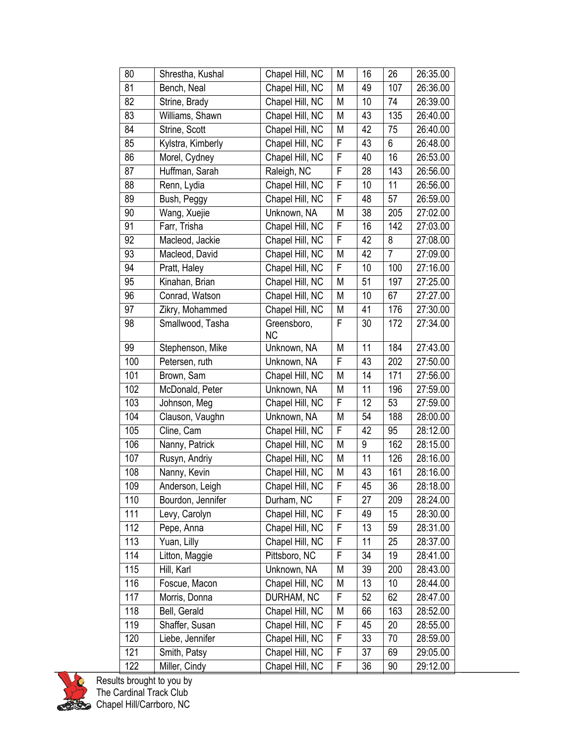| | | | | | | |
|---|---|---|---|---|---|---|
| 80 | Shrestha, Kushal | Chapel Hill, NC | M | 16 | 26 | 26:35.00 |
| 81 | Bench, Neal | Chapel Hill, NC | M | 49 | 107 | 26:36.00 |
| 82 | Strine, Brady | Chapel Hill, NC | M | 10 | 74 | 26:39.00 |
| 83 | Williams, Shawn | Chapel Hill, NC | M | 43 | 135 | 26:40.00 |
| 84 | Strine, Scott | Chapel Hill, NC | M | 42 | 75 | 26:40.00 |
| 85 | Kylstra, Kimberly | Chapel Hill, NC | F | 43 | 6 | 26:48.00 |
| 86 | Morel, Cydney | Chapel Hill, NC | F | 40 | 16 | 26:53.00 |
| 87 | Huffman, Sarah | Raleigh, NC | F | 28 | 143 | 26:56.00 |
| 88 | Renn, Lydia | Chapel Hill, NC | F | 10 | 11 | 26:56.00 |
| 89 | Bush, Peggy | Chapel Hill, NC | F | 48 | 57 | 26:59.00 |
| 90 | Wang, Xuejie | Unknown, NA | M | 38 | 205 | 27:02.00 |
| 91 | Farr, Trisha | Chapel Hill, NC | F | 16 | 142 | 27:03.00 |
| 92 | Macleod, Jackie | Chapel Hill, NC | F | 42 | 8 | 27:08.00 |
| 93 | Macleod, David | Chapel Hill, NC | M | 42 | 7 | 27:09.00 |
| 94 | Pratt, Haley | Chapel Hill, NC | F | 10 | 100 | 27:16.00 |
| 95 | Kinahan, Brian | Chapel Hill, NC | M | 51 | 197 | 27:25.00 |
| 96 | Conrad, Watson | Chapel Hill, NC | M | 10 | 67 | 27:27.00 |
| 97 | Zikry, Mohammed | Chapel Hill, NC | M | 41 | 176 | 27:30.00 |
| 98 | Smallwood, Tasha | Greensboro, NC | F | 30 | 172 | 27:34.00 |
| 99 | Stephenson, Mike | Unknown, NA | M | 11 | 184 | 27:43.00 |
| 100 | Petersen, ruth | Unknown, NA | F | 43 | 202 | 27:50.00 |
| 101 | Brown, Sam | Chapel Hill, NC | M | 14 | 171 | 27:56.00 |
| 102 | McDonald, Peter | Unknown, NA | M | 11 | 196 | 27:59.00 |
| 103 | Johnson, Meg | Chapel Hill, NC | F | 12 | 53 | 27:59.00 |
| 104 | Clauson, Vaughn | Unknown, NA | M | 54 | 188 | 28:00.00 |
| 105 | Cline, Cam | Chapel Hill, NC | F | 42 | 95 | 28:12.00 |
| 106 | Nanny, Patrick | Chapel Hill, NC | M | 9 | 162 | 28:15.00 |
| 107 | Rusyn, Andriy | Chapel Hill, NC | M | 11 | 126 | 28:16.00 |
| 108 | Nanny, Kevin | Chapel Hill, NC | M | 43 | 161 | 28:16.00 |
| 109 | Anderson, Leigh | Chapel Hill, NC | F | 45 | 36 | 28:18.00 |
| 110 | Bourdon, Jennifer | Durham, NC | F | 27 | 209 | 28:24.00 |
| 111 | Levy, Carolyn | Chapel Hill, NC | F | 49 | 15 | 28:30.00 |
| 112 | Pepe, Anna | Chapel Hill, NC | F | 13 | 59 | 28:31.00 |
| 113 | Yuan, Lilly | Chapel Hill, NC | F | 11 | 25 | 28:37.00 |
| 114 | Litton, Maggie | Pittsboro, NC | F | 34 | 19 | 28:41.00 |
| 115 | Hill, Karl | Unknown, NA | M | 39 | 200 | 28:43.00 |
| 116 | Foscue, Macon | Chapel Hill, NC | M | 13 | 10 | 28:44.00 |
| 117 | Morris, Donna | DURHAM, NC | F | 52 | 62 | 28:47.00 |
| 118 | Bell, Gerald | Chapel Hill, NC | M | 66 | 163 | 28:52.00 |
| 119 | Shaffer, Susan | Chapel Hill, NC | F | 45 | 20 | 28:55.00 |
| 120 | Liebe, Jennifer | Chapel Hill, NC | F | 33 | 70 | 28:59.00 |
| 121 | Smith, Patsy | Chapel Hill, NC | F | 37 | 69 | 29:05.00 |
| 122 | Miller, Cindy | Chapel Hill, NC | F | 36 | 90 | 29:12.00 |

Results brought to you by
The Cardinal Track Club
Chapel Hill/Carrboro, NC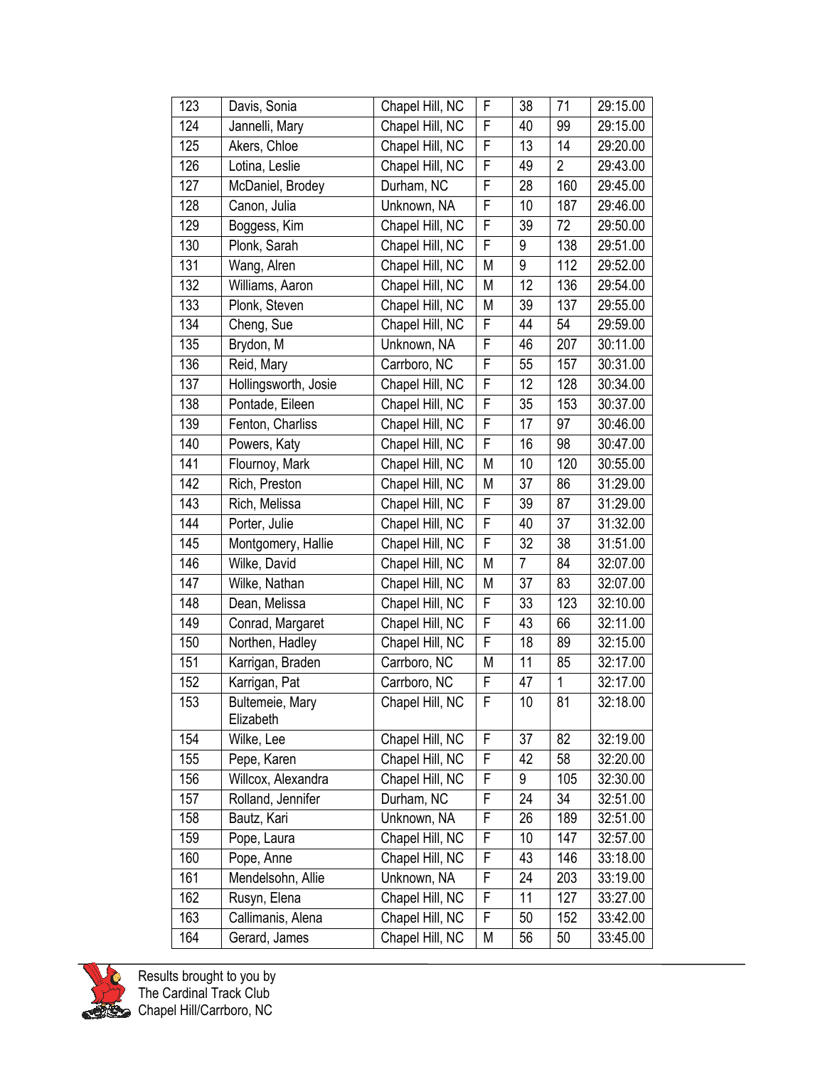| | | | | | | |
|---|---|---|---|---|---|---|
| 123 | Davis, Sonia | Chapel Hill, NC | F | 38 | 71 | 29:15.00 |
| 124 | Jannelli, Mary | Chapel Hill, NC | F | 40 | 99 | 29:15.00 |
| 125 | Akers, Chloe | Chapel Hill, NC | F | 13 | 14 | 29:20.00 |
| 126 | Lotina, Leslie | Chapel Hill, NC | F | 49 | 2 | 29:43.00 |
| 127 | McDaniel, Brodey | Durham, NC | F | 28 | 160 | 29:45.00 |
| 128 | Canon, Julia | Unknown, NA | F | 10 | 187 | 29:46.00 |
| 129 | Boggess, Kim | Chapel Hill, NC | F | 39 | 72 | 29:50.00 |
| 130 | Plonk, Sarah | Chapel Hill, NC | F | 9 | 138 | 29:51.00 |
| 131 | Wang, Alren | Chapel Hill, NC | M | 9 | 112 | 29:52.00 |
| 132 | Williams, Aaron | Chapel Hill, NC | M | 12 | 136 | 29:54.00 |
| 133 | Plonk, Steven | Chapel Hill, NC | M | 39 | 137 | 29:55.00 |
| 134 | Cheng, Sue | Chapel Hill, NC | F | 44 | 54 | 29:59.00 |
| 135 | Brydon, M | Unknown, NA | F | 46 | 207 | 30:11.00 |
| 136 | Reid, Mary | Carrboro, NC | F | 55 | 157 | 30:31.00 |
| 137 | Hollingsworth, Josie | Chapel Hill, NC | F | 12 | 128 | 30:34.00 |
| 138 | Pontade, Eileen | Chapel Hill, NC | F | 35 | 153 | 30:37.00 |
| 139 | Fenton, Charliss | Chapel Hill, NC | F | 17 | 97 | 30:46.00 |
| 140 | Powers, Katy | Chapel Hill, NC | F | 16 | 98 | 30:47.00 |
| 141 | Flournoy, Mark | Chapel Hill, NC | M | 10 | 120 | 30:55.00 |
| 142 | Rich, Preston | Chapel Hill, NC | M | 37 | 86 | 31:29.00 |
| 143 | Rich, Melissa | Chapel Hill, NC | F | 39 | 87 | 31:29.00 |
| 144 | Porter, Julie | Chapel Hill, NC | F | 40 | 37 | 31:32.00 |
| 145 | Montgomery, Hallie | Chapel Hill, NC | F | 32 | 38 | 31:51.00 |
| 146 | Wilke, David | Chapel Hill, NC | M | 7 | 84 | 32:07.00 |
| 147 | Wilke, Nathan | Chapel Hill, NC | M | 37 | 83 | 32:07.00 |
| 148 | Dean, Melissa | Chapel Hill, NC | F | 33 | 123 | 32:10.00 |
| 149 | Conrad, Margaret | Chapel Hill, NC | F | 43 | 66 | 32:11.00 |
| 150 | Northen, Hadley | Chapel Hill, NC | F | 18 | 89 | 32:15.00 |
| 151 | Karrigan, Braden | Carrboro, NC | M | 11 | 85 | 32:17.00 |
| 152 | Karrigan, Pat | Carrboro, NC | F | 47 | 1 | 32:17.00 |
| 153 | Bultemeie, Mary Elizabeth | Chapel Hill, NC | F | 10 | 81 | 32:18.00 |
| 154 | Wilke, Lee | Chapel Hill, NC | F | 37 | 82 | 32:19.00 |
| 155 | Pepe, Karen | Chapel Hill, NC | F | 42 | 58 | 32:20.00 |
| 156 | Willcox, Alexandra | Chapel Hill, NC | F | 9 | 105 | 32:30.00 |
| 157 | Rolland, Jennifer | Durham, NC | F | 24 | 34 | 32:51.00 |
| 158 | Bautz, Kari | Unknown, NA | F | 26 | 189 | 32:51.00 |
| 159 | Pope, Laura | Chapel Hill, NC | F | 10 | 147 | 32:57.00 |
| 160 | Pope, Anne | Chapel Hill, NC | F | 43 | 146 | 33:18.00 |
| 161 | Mendelsohn, Allie | Unknown, NA | F | 24 | 203 | 33:19.00 |
| 162 | Rusyn, Elena | Chapel Hill, NC | F | 11 | 127 | 33:27.00 |
| 163 | Callimanis, Alena | Chapel Hill, NC | F | 50 | 152 | 33:42.00 |
| 164 | Gerard, James | Chapel Hill, NC | M | 56 | 50 | 33:45.00 |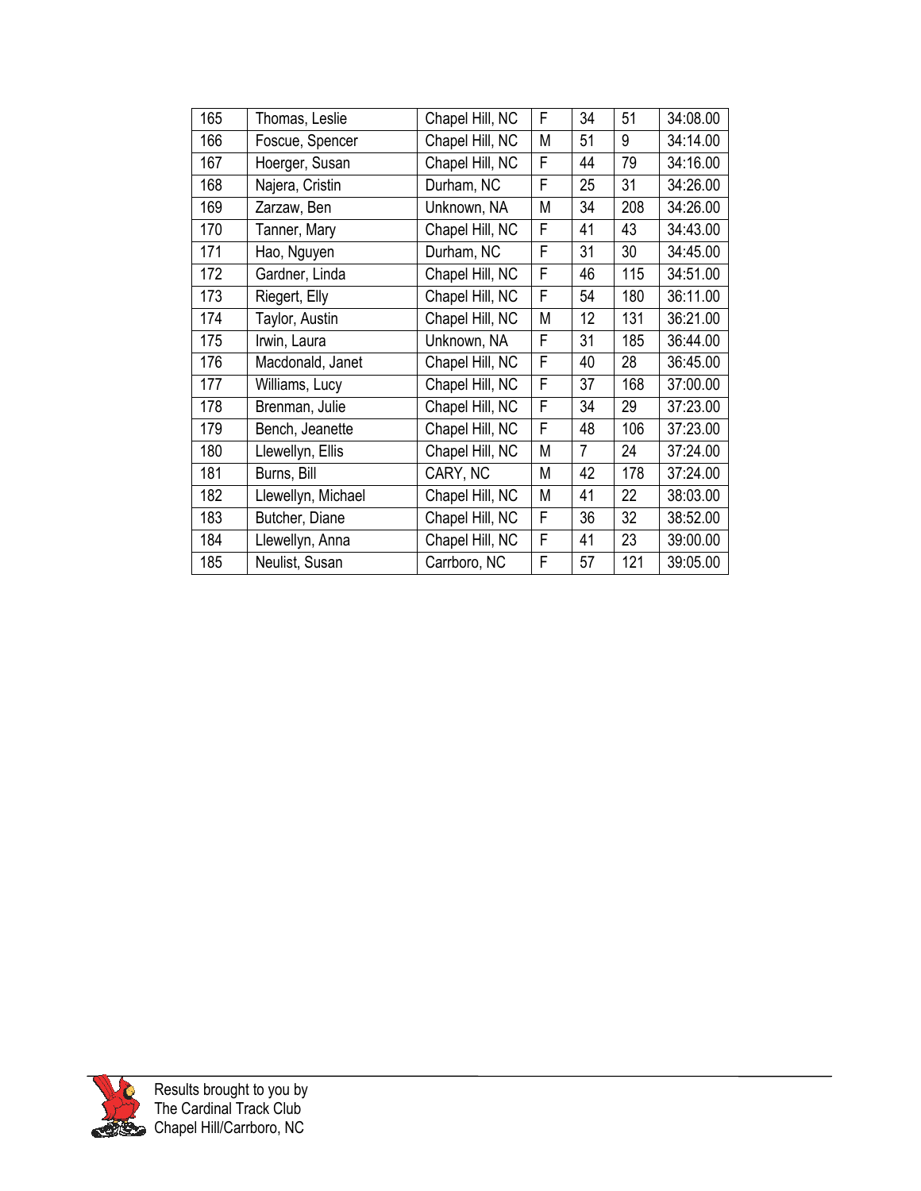| | | | | | | |
|---|---|---|---|---|---|---|
| 165 | Thomas, Leslie | Chapel Hill, NC | F | 34 | 51 | 34:08.00 |
| 166 | Foscue, Spencer | Chapel Hill, NC | M | 51 | 9 | 34:14.00 |
| 167 | Hoerger, Susan | Chapel Hill, NC | F | 44 | 79 | 34:16.00 |
| 168 | Najera, Cristin | Durham, NC | F | 25 | 31 | 34:26.00 |
| 169 | Zarzaw, Ben | Unknown, NA | M | 34 | 208 | 34:26.00 |
| 170 | Tanner, Mary | Chapel Hill, NC | F | 41 | 43 | 34:43.00 |
| 171 | Hao, Nguyen | Durham, NC | F | 31 | 30 | 34:45.00 |
| 172 | Gardner, Linda | Chapel Hill, NC | F | 46 | 115 | 34:51.00 |
| 173 | Riegert, Elly | Chapel Hill, NC | F | 54 | 180 | 36:11.00 |
| 174 | Taylor, Austin | Chapel Hill, NC | M | 12 | 131 | 36:21.00 |
| 175 | Irwin, Laura | Unknown, NA | F | 31 | 185 | 36:44.00 |
| 176 | Macdonald, Janet | Chapel Hill, NC | F | 40 | 28 | 36:45.00 |
| 177 | Williams, Lucy | Chapel Hill, NC | F | 37 | 168 | 37:00.00 |
| 178 | Brenman, Julie | Chapel Hill, NC | F | 34 | 29 | 37:23.00 |
| 179 | Bench, Jeanette | Chapel Hill, NC | F | 48 | 106 | 37:23.00 |
| 180 | Llewellyn, Ellis | Chapel Hill, NC | M | 7 | 24 | 37:24.00 |
| 181 | Burns, Bill | CARY, NC | M | 42 | 178 | 37:24.00 |
| 182 | Llewellyn, Michael | Chapel Hill, NC | M | 41 | 22 | 38:03.00 |
| 183 | Butcher, Diane | Chapel Hill, NC | F | 36 | 32 | 38:52.00 |
| 184 | Llewellyn, Anna | Chapel Hill, NC | F | 41 | 23 | 39:00.00 |
| 185 | Neulist, Susan | Carrboro, NC | F | 57 | 121 | 39:05.00 |